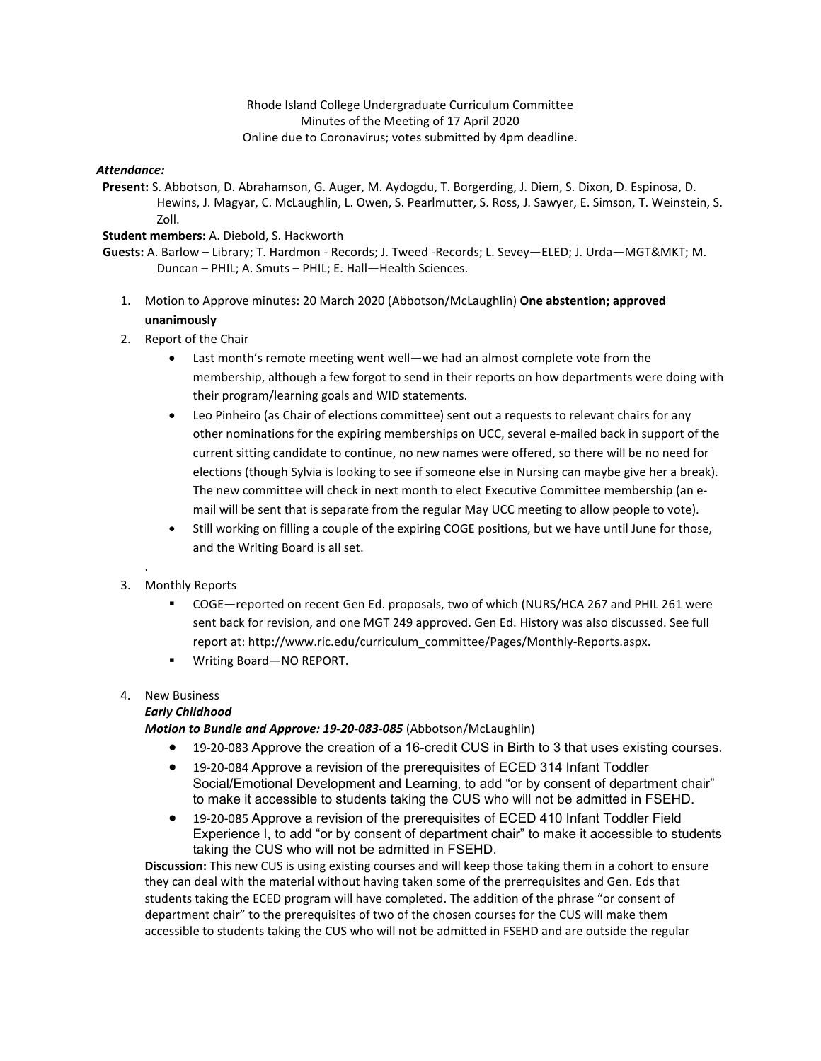Rhode Island College Undergraduate Curriculum Committee
Minutes of the Meeting of 17 April 2020
Online due to Coronavirus; votes submitted by 4pm deadline.

***Attendance:***

**Present:** S. Abbotson, D. Abrahamson, G. Auger, M. Aydogdu, T. Borgerding, J. Diem, S. Dixon, D. Espinosa, D. Hewins, J. Magyar, C. McLaughlin, L. Owen, S. Pearlmutter, S. Ross, J. Sawyer, E. Simson, T. Weinstein, S. Zoll.

**Student members:** A. Diebold, S. Hackworth

**Guests:** A. Barlow – Library; T. Hardmon - Records; J. Tweed -Records; L. Sevey—ELED; J. Urda—MGT&MKT; M. Duncan – PHIL; A. Smuts – PHIL; E. Hall—Health Sciences.

1. Motion to Approve minutes: 20 March 2020 (Abbotson/McLaughlin) **One abstention; approved unanimously**
2. Report of the Chair
   - Last month's remote meeting went well—we had an almost complete vote from the membership, although a few forgot to send in their reports on how departments were doing with their program/learning goals and WID statements.
   - Leo Pinheiro (as Chair of elections committee) sent out a requests to relevant chairs for any other nominations for the expiring memberships on UCC, several e-mailed back in support of the current sitting candidate to continue, no new names were offered, so there will be no need for elections (though Sylvia is looking to see if someone else in Nursing can maybe give her a break). The new committee will check in next month to elect Executive Committee membership (an e-mail will be sent that is separate from the regular May UCC meeting to allow people to vote).
   - Still working on filling a couple of the expiring COGE positions, but we have until June for those, and the Writing Board is all set.

.

3. Monthly Reports
   - COGE—reported on recent Gen Ed. proposals, two of which (NURS/HCA 267 and PHIL 261 were sent back for revision, and one MGT 249 approved. Gen Ed. History was also discussed. See full report at: http://www.ric.edu/curriculum_committee/Pages/Monthly-Reports.aspx.
   - Writing Board—NO REPORT.
4. New Business

***Early Childhood***

***Motion to Bundle and Approve: 19-20-083-085*** (Abbotson/McLaughlin)

- 19-20-083 Approve the creation of a 16-credit CUS in Birth to 3 that uses existing courses.
- 19-20-084 Approve a revision of the prerequisites of ECED 314 Infant Toddler Social/Emotional Development and Learning, to add "or by consent of department chair" to make it accessible to students taking the CUS who will not be admitted in FSEHD.
- 19-20-085 Approve a revision of the prerequisites of ECED 410 Infant Toddler Field Experience I, to add "or by consent of department chair" to make it accessible to students taking the CUS who will not be admitted in FSEHD.

**Discussion:** This new CUS is using existing courses and will keep those taking them in a cohort to ensure they can deal with the material without having taken some of the prerrequisites and Gen. Eds that students taking the ECED program will have completed. The addition of the phrase "or consent of department chair" to the prerequisites of two of the chosen courses for the CUS will make them accessible to students taking the CUS who will not be admitted in FSEHD and are outside the regular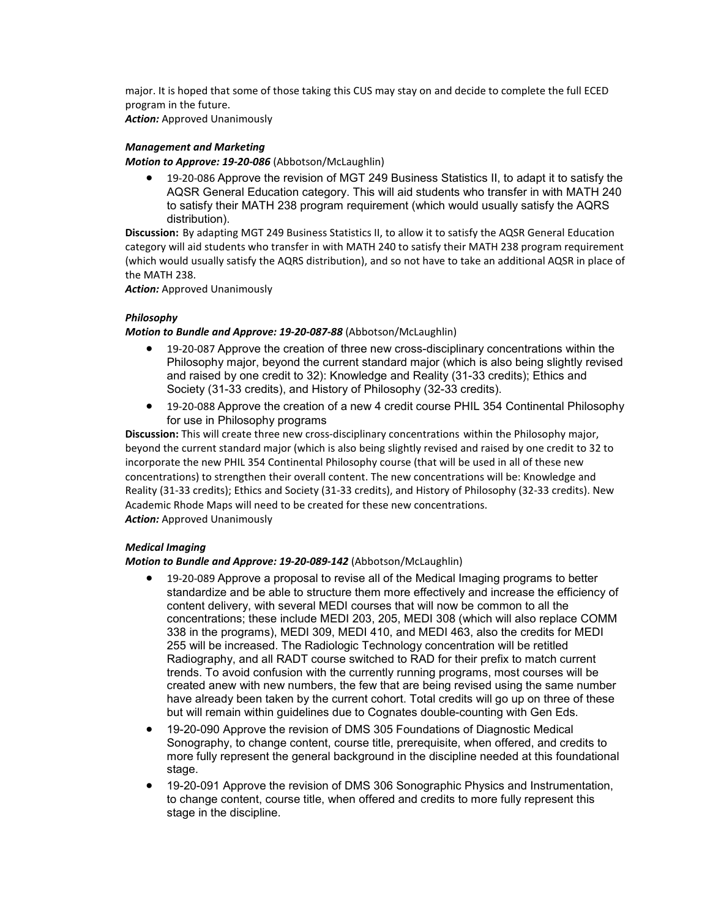major. It is hoped that some of those taking this CUS may stay on and decide to complete the full ECED program in the future.
***Action:*** Approved Unanimously

***Management and Marketing***

***Motion to Approve: 19-20-086*** (Abbotson/McLaughlin)

- 19-20-086 Approve the revision of MGT 249 Business Statistics II, to adapt it to satisfy the AQSR General Education category. This will aid students who transfer in with MATH 240 to satisfy their MATH 238 program requirement (which would usually satisfy the AQRS distribution).

**Discussion:** By adapting MGT 249 Business Statistics II, to allow it to satisfy the AQSR General Education category will aid students who transfer in with MATH 240 to satisfy their MATH 238 program requirement (which would usually satisfy the AQRS distribution), and so not have to take an additional AQSR in place of the MATH 238.
***Action:*** Approved Unanimously

***Philosophy***

***Motion to Bundle and Approve: 19-20-087-88*** (Abbotson/McLaughlin)

- 19-20-087 Approve the creation of three new cross-disciplinary concentrations within the Philosophy major, beyond the current standard major (which is also being slightly revised and raised by one credit to 32): Knowledge and Reality (31-33 credits); Ethics and Society (31-33 credits), and History of Philosophy (32-33 credits).
- 19-20-088 Approve the creation of a new 4 credit course PHIL 354 Continental Philosophy for use in Philosophy programs

**Discussion:** This will create three new cross-disciplinary concentrations within the Philosophy major, beyond the current standard major (which is also being slightly revised and raised by one credit to 32 to incorporate the new PHIL 354 Continental Philosophy course (that will be used in all of these new concentrations) to strengthen their overall content. The new concentrations will be: Knowledge and Reality (31-33 credits); Ethics and Society (31-33 credits), and History of Philosophy (32-33 credits). New Academic Rhode Maps will need to be created for these new concentrations.
***Action:*** Approved Unanimously

***Medical Imaging***

***Motion to Bundle and Approve: 19-20-089-142*** (Abbotson/McLaughlin)

- 19-20-089 Approve a proposal to revise all of the Medical Imaging programs to better standardize and be able to structure them more effectively and increase the efficiency of content delivery, with several MEDI courses that will now be common to all the concentrations; these include MEDI 203, 205, MEDI 308 (which will also replace COMM 338 in the programs), MEDI 309, MEDI 410, and MEDI 463, also the credits for MEDI 255 will be increased. The Radiologic Technology concentration will be retitled Radiography, and all RADT course switched to RAD for their prefix to match current trends. To avoid confusion with the currently running programs, most courses will be created anew with new numbers, the few that are being revised using the same number have already been taken by the current cohort. Total credits will go up on three of these but will remain within guidelines due to Cognates double-counting with Gen Eds.
- 19-20-090 Approve the revision of DMS 305 Foundations of Diagnostic Medical Sonography, to change content, course title, prerequisite, when offered, and credits to more fully represent the general background in the discipline needed at this foundational stage.
- 19-20-091 Approve the revision of DMS 306 Sonographic Physics and Instrumentation, to change content, course title, when offered and credits to more fully represent this stage in the discipline.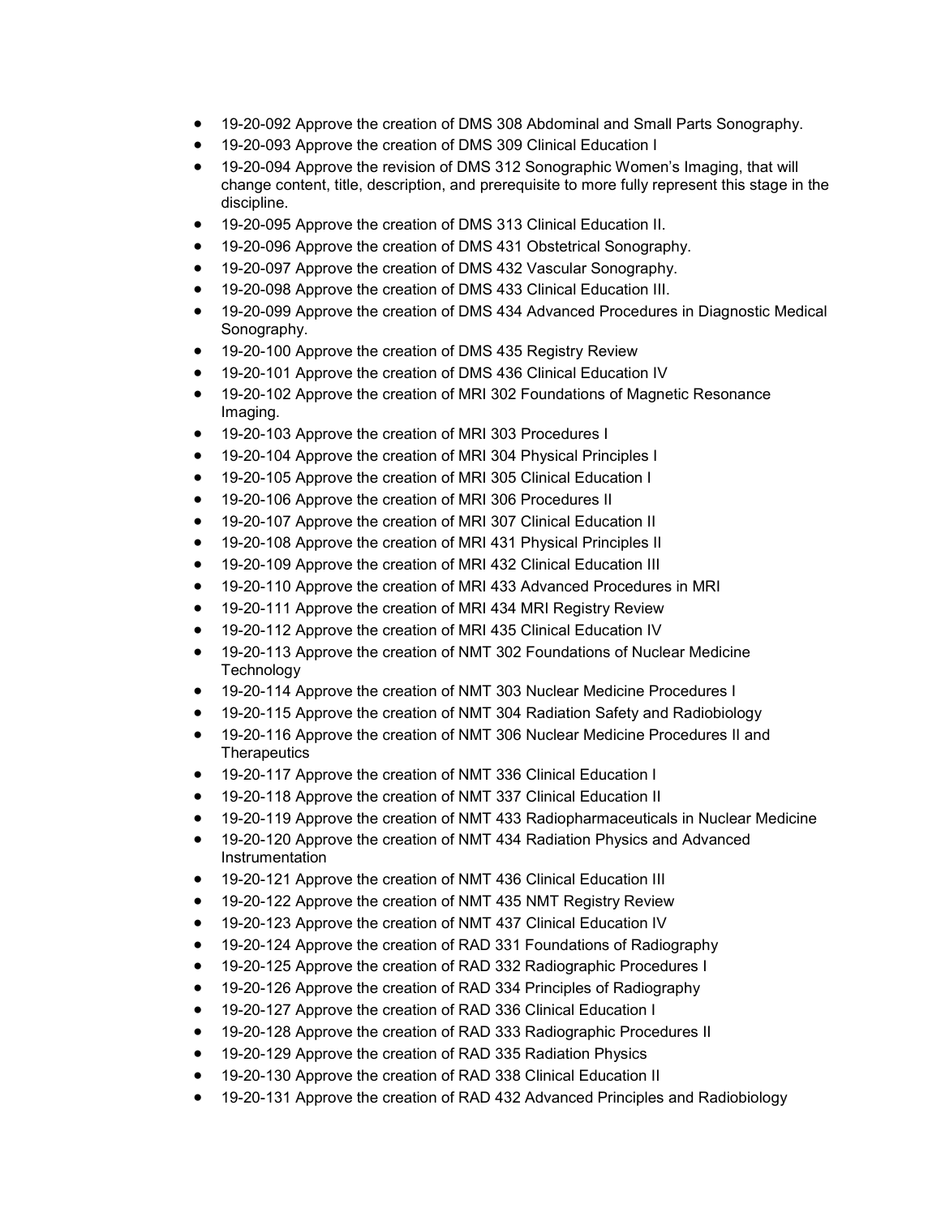- 19-20-092 Approve the creation of DMS 308 Abdominal and Small Parts Sonography.
- 19-20-093 Approve the creation of DMS 309 Clinical Education I
- 19-20-094 Approve the revision of DMS 312 Sonographic Women's Imaging, that will change content, title, description, and prerequisite to more fully represent this stage in the discipline.
- 19-20-095 Approve the creation of DMS 313 Clinical Education II.
- 19-20-096 Approve the creation of DMS 431 Obstetrical Sonography.
- 19-20-097 Approve the creation of DMS 432 Vascular Sonography.
- 19-20-098 Approve the creation of DMS 433 Clinical Education III.
- 19-20-099 Approve the creation of DMS 434 Advanced Procedures in Diagnostic Medical Sonography.
- 19-20-100 Approve the creation of DMS 435 Registry Review
- 19-20-101 Approve the creation of DMS 436 Clinical Education IV
- 19-20-102 Approve the creation of MRI 302 Foundations of Magnetic Resonance Imaging.
- 19-20-103 Approve the creation of MRI 303 Procedures I
- 19-20-104 Approve the creation of MRI 304 Physical Principles I
- 19-20-105 Approve the creation of MRI 305 Clinical Education I
- 19-20-106 Approve the creation of MRI 306 Procedures II
- 19-20-107 Approve the creation of MRI 307 Clinical Education II
- 19-20-108 Approve the creation of MRI 431 Physical Principles II
- 19-20-109 Approve the creation of MRI 432 Clinical Education III
- 19-20-110 Approve the creation of MRI 433 Advanced Procedures in MRI
- 19-20-111 Approve the creation of MRI 434 MRI Registry Review
- 19-20-112 Approve the creation of MRI 435 Clinical Education IV
- 19-20-113 Approve the creation of NMT 302 Foundations of Nuclear Medicine Technology
- 19-20-114 Approve the creation of NMT 303 Nuclear Medicine Procedures I
- 19-20-115 Approve the creation of NMT 304 Radiation Safety and Radiobiology
- 19-20-116 Approve the creation of NMT 306 Nuclear Medicine Procedures II and Therapeutics
- 19-20-117 Approve the creation of NMT 336 Clinical Education I
- 19-20-118 Approve the creation of NMT 337 Clinical Education II
- 19-20-119 Approve the creation of NMT 433 Radiopharmaceuticals in Nuclear Medicine
- 19-20-120 Approve the creation of NMT 434 Radiation Physics and Advanced Instrumentation
- 19-20-121 Approve the creation of NMT 436 Clinical Education III
- 19-20-122 Approve the creation of NMT 435 NMT Registry Review
- 19-20-123 Approve the creation of NMT 437 Clinical Education IV
- 19-20-124 Approve the creation of RAD 331 Foundations of Radiography
- 19-20-125 Approve the creation of RAD 332 Radiographic Procedures I
- 19-20-126 Approve the creation of RAD 334 Principles of Radiography
- 19-20-127 Approve the creation of RAD 336 Clinical Education I
- 19-20-128 Approve the creation of RAD 333 Radiographic Procedures II
- 19-20-129 Approve the creation of RAD 335 Radiation Physics
- 19-20-130 Approve the creation of RAD 338 Clinical Education II
- 19-20-131 Approve the creation of RAD 432 Advanced Principles and Radiobiology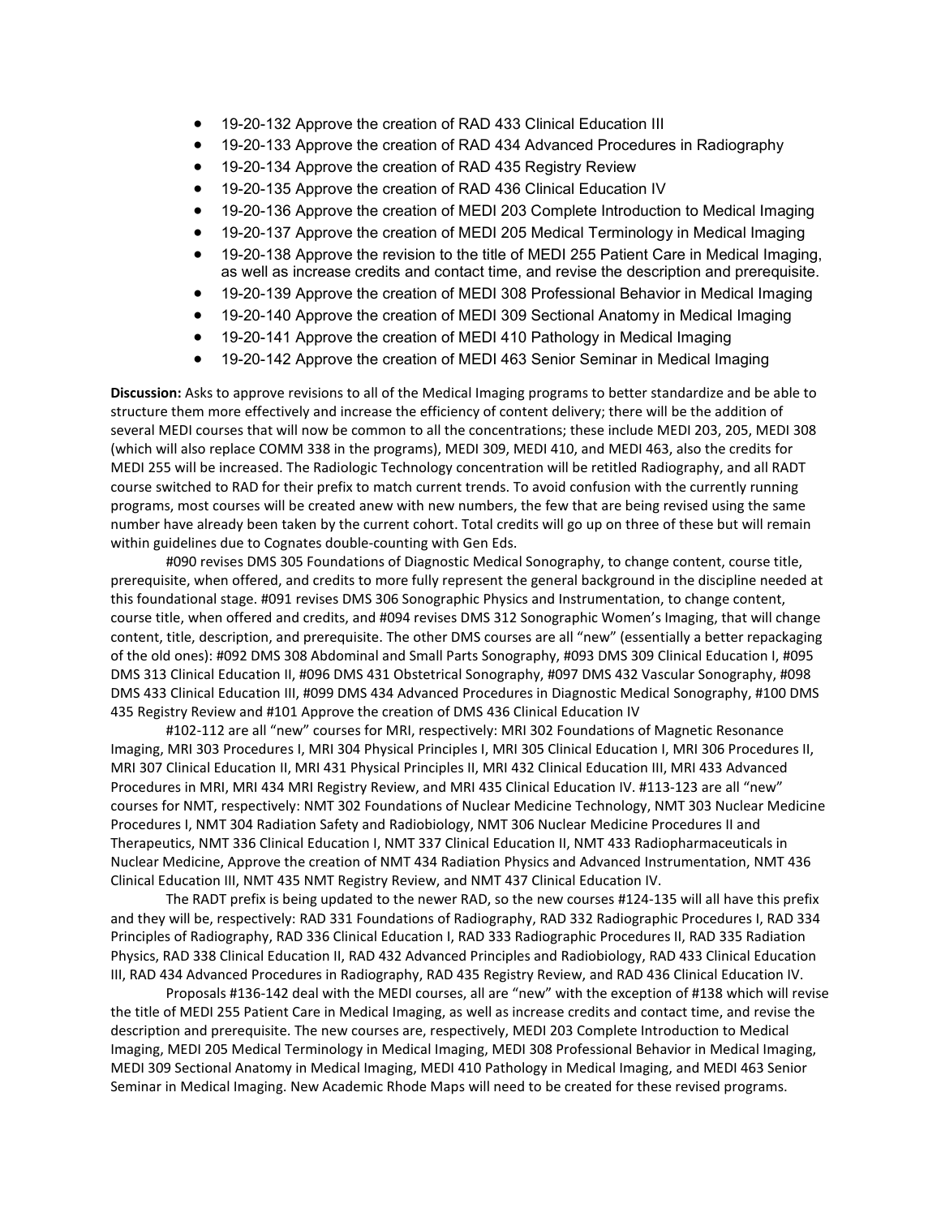- 19-20-132 Approve the creation of RAD 433 Clinical Education III
- 19-20-133 Approve the creation of RAD 434 Advanced Procedures in Radiography
- 19-20-134 Approve the creation of RAD 435 Registry Review
- 19-20-135 Approve the creation of RAD 436 Clinical Education IV
- 19-20-136 Approve the creation of MEDI 203 Complete Introduction to Medical Imaging
- 19-20-137 Approve the creation of MEDI 205 Medical Terminology in Medical Imaging
- 19-20-138 Approve the revision to the title of MEDI 255 Patient Care in Medical Imaging, as well as increase credits and contact time, and revise the description and prerequisite.
- 19-20-139 Approve the creation of MEDI 308 Professional Behavior in Medical Imaging
- 19-20-140 Approve the creation of MEDI 309 Sectional Anatomy in Medical Imaging
- 19-20-141 Approve the creation of MEDI 410 Pathology in Medical Imaging
- 19-20-142 Approve the creation of MEDI 463 Senior Seminar in Medical Imaging

**Discussion:** Asks to approve revisions to all of the Medical Imaging programs to better standardize and be able to structure them more effectively and increase the efficiency of content delivery; there will be the addition of several MEDI courses that will now be common to all the concentrations; these include MEDI 203, 205, MEDI 308 (which will also replace COMM 338 in the programs), MEDI 309, MEDI 410, and MEDI 463, also the credits for MEDI 255 will be increased. The Radiologic Technology concentration will be retitled Radiography, and all RADT course switched to RAD for their prefix to match current trends. To avoid confusion with the currently running programs, most courses will be created anew with new numbers, the few that are being revised using the same number have already been taken by the current cohort. Total credits will go up on three of these but will remain within guidelines due to Cognates double-counting with Gen Eds.

#090 revises DMS 305 Foundations of Diagnostic Medical Sonography, to change content, course title, prerequisite, when offered, and credits to more fully represent the general background in the discipline needed at this foundational stage. #091 revises DMS 306 Sonographic Physics and Instrumentation, to change content, course title, when offered and credits, and #094 revises DMS 312 Sonographic Women's Imaging, that will change content, title, description, and prerequisite. The other DMS courses are all "new" (essentially a better repackaging of the old ones): #092 DMS 308 Abdominal and Small Parts Sonography, #093 DMS 309 Clinical Education I, #095 DMS 313 Clinical Education II, #096 DMS 431 Obstetrical Sonography, #097 DMS 432 Vascular Sonography, #098 DMS 433 Clinical Education III, #099 DMS 434 Advanced Procedures in Diagnostic Medical Sonography, #100 DMS 435 Registry Review and #101 Approve the creation of DMS 436 Clinical Education IV

#102-112 are all "new" courses for MRI, respectively: MRI 302 Foundations of Magnetic Resonance Imaging, MRI 303 Procedures I, MRI 304 Physical Principles I, MRI 305 Clinical Education I, MRI 306 Procedures II, MRI 307 Clinical Education II, MRI 431 Physical Principles II, MRI 432 Clinical Education III, MRI 433 Advanced Procedures in MRI, MRI 434 MRI Registry Review, and MRI 435 Clinical Education IV. #113-123 are all "new" courses for NMT, respectively: NMT 302 Foundations of Nuclear Medicine Technology, NMT 303 Nuclear Medicine Procedures I, NMT 304 Radiation Safety and Radiobiology, NMT 306 Nuclear Medicine Procedures II and Therapeutics, NMT 336 Clinical Education I, NMT 337 Clinical Education II, NMT 433 Radiopharmaceuticals in Nuclear Medicine, Approve the creation of NMT 434 Radiation Physics and Advanced Instrumentation, NMT 436 Clinical Education III, NMT 435 NMT Registry Review, and NMT 437 Clinical Education IV.

The RADT prefix is being updated to the newer RAD, so the new courses #124-135 will all have this prefix and they will be, respectively: RAD 331 Foundations of Radiography, RAD 332 Radiographic Procedures I, RAD 334 Principles of Radiography, RAD 336 Clinical Education I, RAD 333 Radiographic Procedures II, RAD 335 Radiation Physics, RAD 338 Clinical Education II, RAD 432 Advanced Principles and Radiobiology, RAD 433 Clinical Education III, RAD 434 Advanced Procedures in Radiography, RAD 435 Registry Review, and RAD 436 Clinical Education IV.

Proposals #136-142 deal with the MEDI courses, all are "new" with the exception of #138 which will revise the title of MEDI 255 Patient Care in Medical Imaging, as well as increase credits and contact time, and revise the description and prerequisite. The new courses are, respectively, MEDI 203 Complete Introduction to Medical Imaging, MEDI 205 Medical Terminology in Medical Imaging, MEDI 308 Professional Behavior in Medical Imaging, MEDI 309 Sectional Anatomy in Medical Imaging, MEDI 410 Pathology in Medical Imaging, and MEDI 463 Senior Seminar in Medical Imaging. New Academic Rhode Maps will need to be created for these revised programs.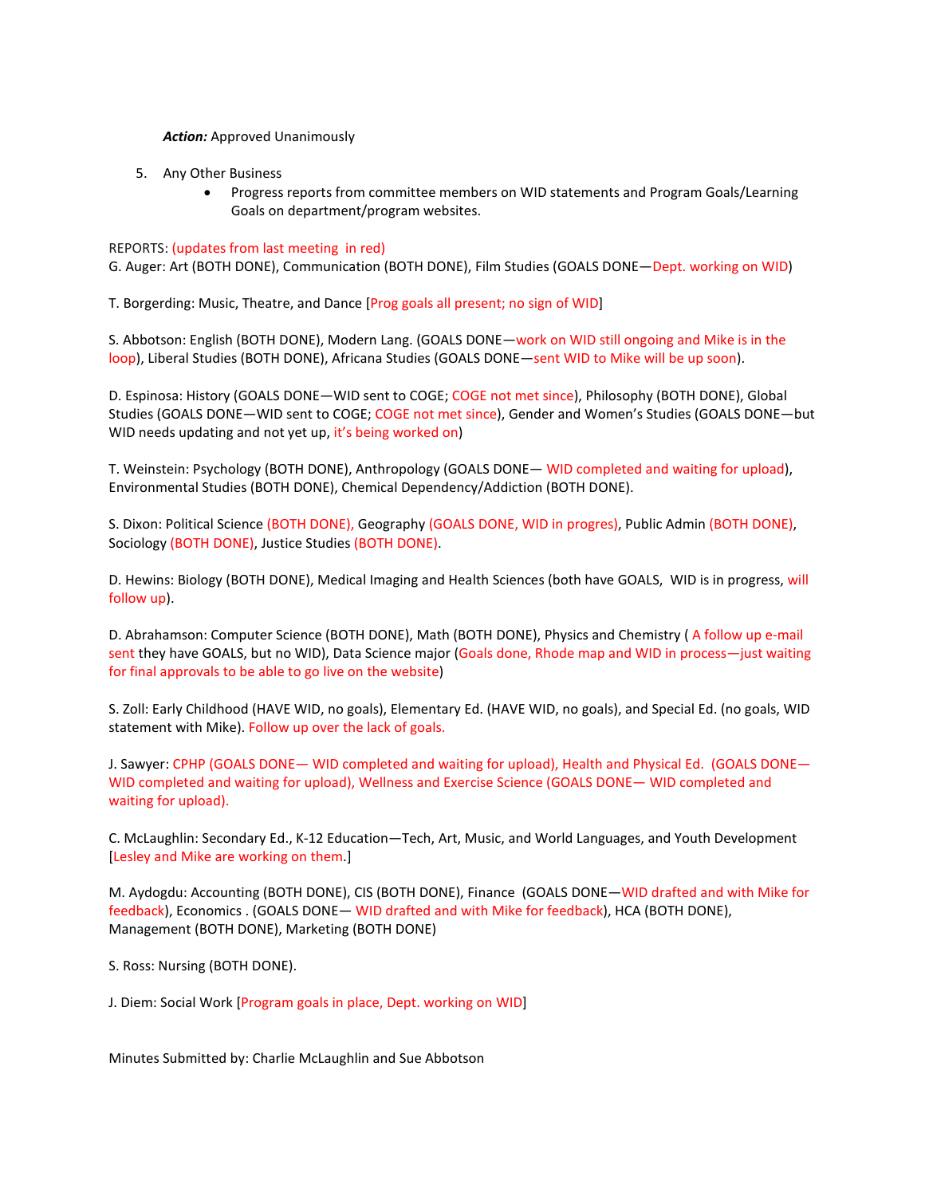***Action:*** Approved Unanimously

5. Any Other Business
   - Progress reports from committee members on WID statements and Program Goals/Learning Goals on department/program websites.

REPORTS: (updates from last meeting in red)
G. Auger: Art (BOTH DONE), Communication (BOTH DONE), Film Studies (GOALS DONE—Dept. working on WID)

T. Borgerding: Music, Theatre, and Dance [Prog goals all present; no sign of WID]

S. Abbotson: English (BOTH DONE), Modern Lang. (GOALS DONE—work on WID still ongoing and Mike is in the loop), Liberal Studies (BOTH DONE), Africana Studies (GOALS DONE—sent WID to Mike will be up soon).

D. Espinosa: History (GOALS DONE—WID sent to COGE; COGE not met since), Philosophy (BOTH DONE), Global Studies (GOALS DONE—WID sent to COGE; COGE not met since), Gender and Women's Studies (GOALS DONE—but WID needs updating and not yet up, it's being worked on)

T. Weinstein: Psychology (BOTH DONE), Anthropology (GOALS DONE— WID completed and waiting for upload), Environmental Studies (BOTH DONE), Chemical Dependency/Addiction (BOTH DONE).

S. Dixon: Political Science (BOTH DONE), Geography (GOALS DONE, WID in progres), Public Admin (BOTH DONE), Sociology (BOTH DONE), Justice Studies (BOTH DONE).

D. Hewins: Biology (BOTH DONE), Medical Imaging and Health Sciences (both have GOALS, WID is in progress, will follow up).

D. Abrahamson: Computer Science (BOTH DONE), Math (BOTH DONE), Physics and Chemistry ( A follow up e-mail sent they have GOALS, but no WID), Data Science major (Goals done, Rhode map and WID in process—just waiting for final approvals to be able to go live on the website)

S. Zoll: Early Childhood (HAVE WID, no goals), Elementary Ed. (HAVE WID, no goals), and Special Ed. (no goals, WID statement with Mike). Follow up over the lack of goals.

J. Sawyer: CPHP (GOALS DONE— WID completed and waiting for upload), Health and Physical Ed. (GOALS DONE— WID completed and waiting for upload), Wellness and Exercise Science (GOALS DONE— WID completed and waiting for upload).

C. McLaughlin: Secondary Ed., K-12 Education—Tech, Art, Music, and World Languages, and Youth Development [Lesley and Mike are working on them.]

M. Aydogdu: Accounting (BOTH DONE), CIS (BOTH DONE), Finance (GOALS DONE—WID drafted and with Mike for feedback), Economics . (GOALS DONE— WID drafted and with Mike for feedback), HCA (BOTH DONE), Management (BOTH DONE), Marketing (BOTH DONE)

S. Ross: Nursing (BOTH DONE).

J. Diem: Social Work [Program goals in place, Dept. working on WID]

Minutes Submitted by: Charlie McLaughlin and Sue Abbotson